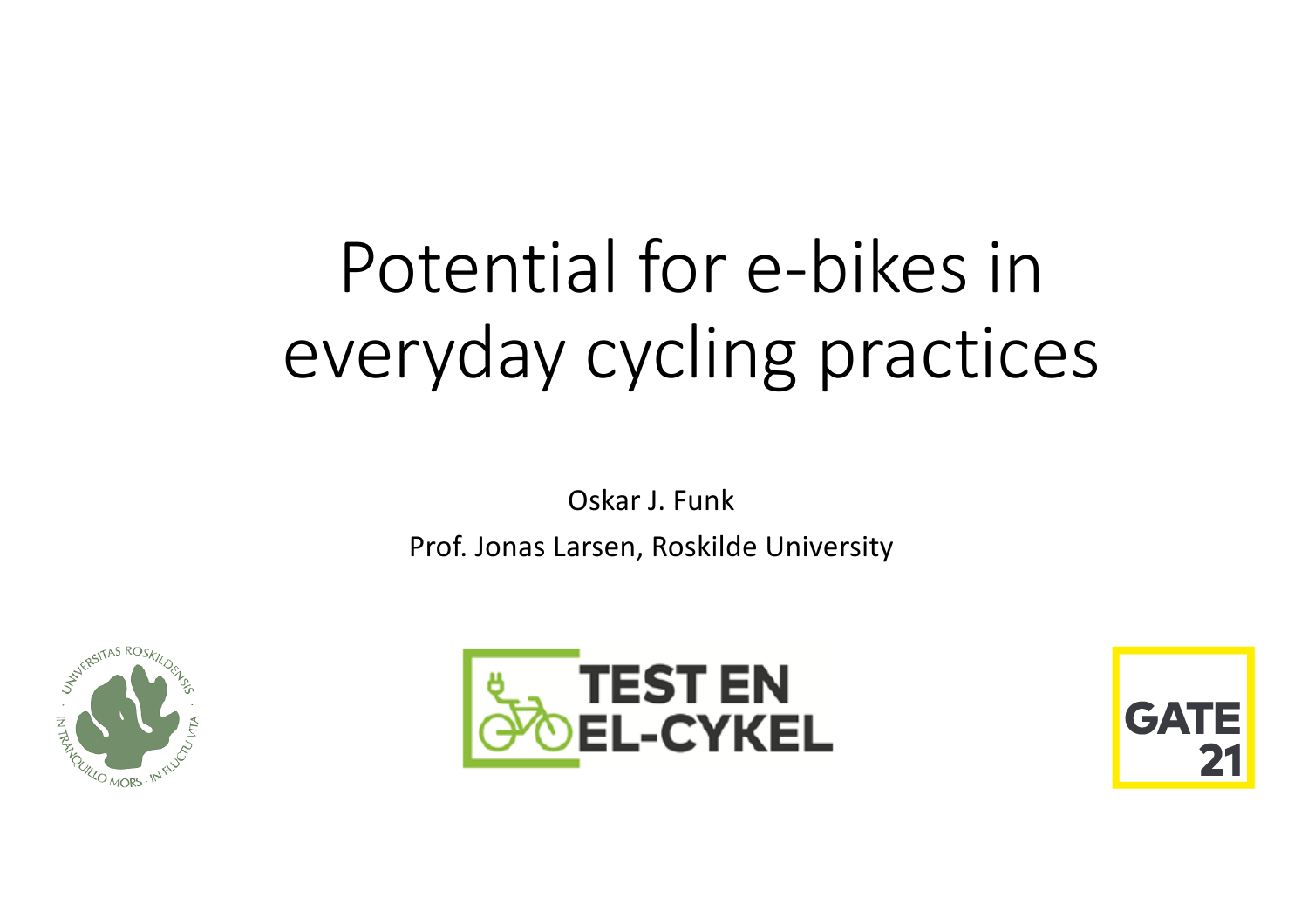# Potential for e-bikes in everyday cycling practices

Oskar J. Funk

Prof. Jonas Larsen, Roskilde University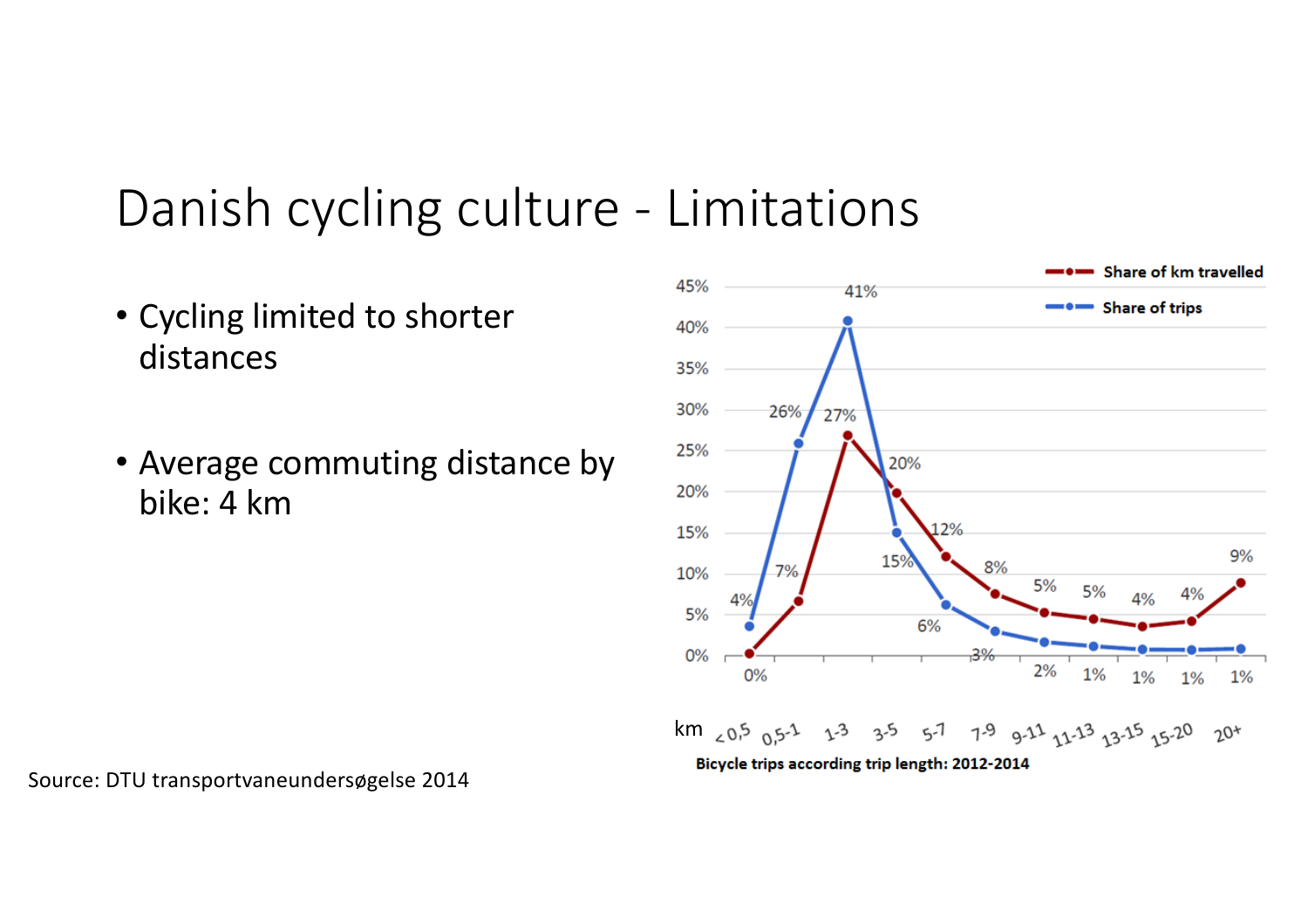# Danish cycling culture - Limitations

- Cycling limited to shorter distances
- Average commuting distance by bike: 4 km

Bicycle trips according trip length: 2012-2014

| km | <0,5 | 0,5-1 | 1-3 | 3-5 | 5-7 | 7-9 | 9-11 | 11-13 | 13-15 | 15-20 | 20+ |
|---|---|---|---|---|---|---|---|---|---|---|---|
| Share of km travelled | 0% | 7% | 27% | 20% | 12% | 8% | 5% | 5% | 4% | 4% | 9% |
| Share of trips | 4% | 26% | 41% | 15% | 6% | 3% | 2% | 1% | 1% | 1% | 1% |

Source: DTU transportvaneundersøgelse 2014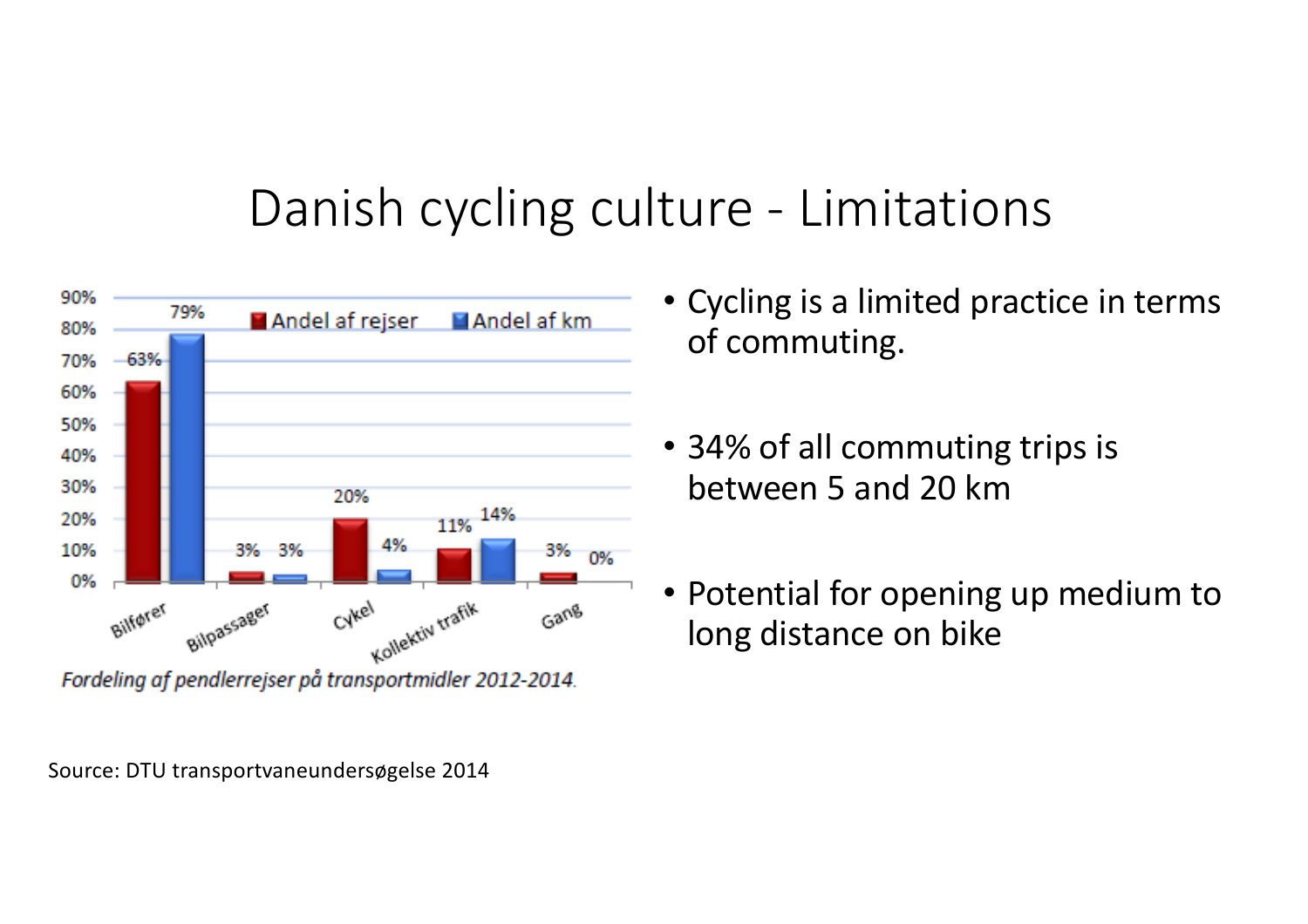# Danish cycling culture - Limitations

| | Andel af rejser | Andel af km |
|---|---|---|
| Bilfører | 63% | 79% |
| Bilpassager | 3% | 3% |
| Cykel | 20% | 4% |
| Kollektiv trafik | 11% | 14% |
| Gang | 3% | 0% |

*Fordeling af pendlerrejser på transportmidler 2012-2014.*

- Cycling is a limited practice in terms of commuting.
- 34% of all commuting trips is between 5 and 20 km
- Potential for opening up medium to long distance on bike

Source: DTU transportvaneundersøgelse 2014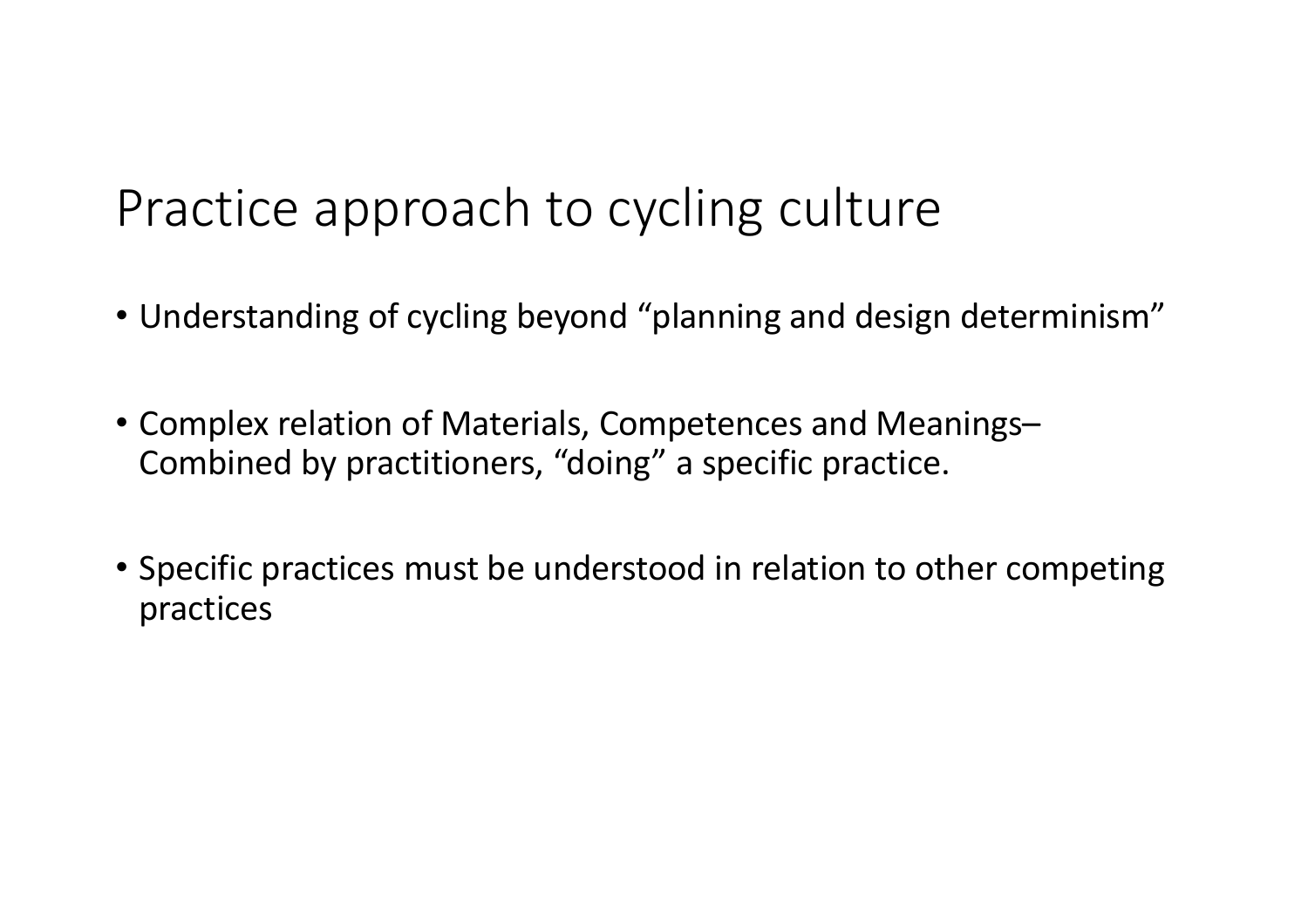# Practice approach to cycling culture

- Understanding of cycling beyond "planning and design determinism"
- Complex relation of Materials, Competences and Meanings– Combined by practitioners, "doing" a specific practice.
- Specific practices must be understood in relation to other competing practices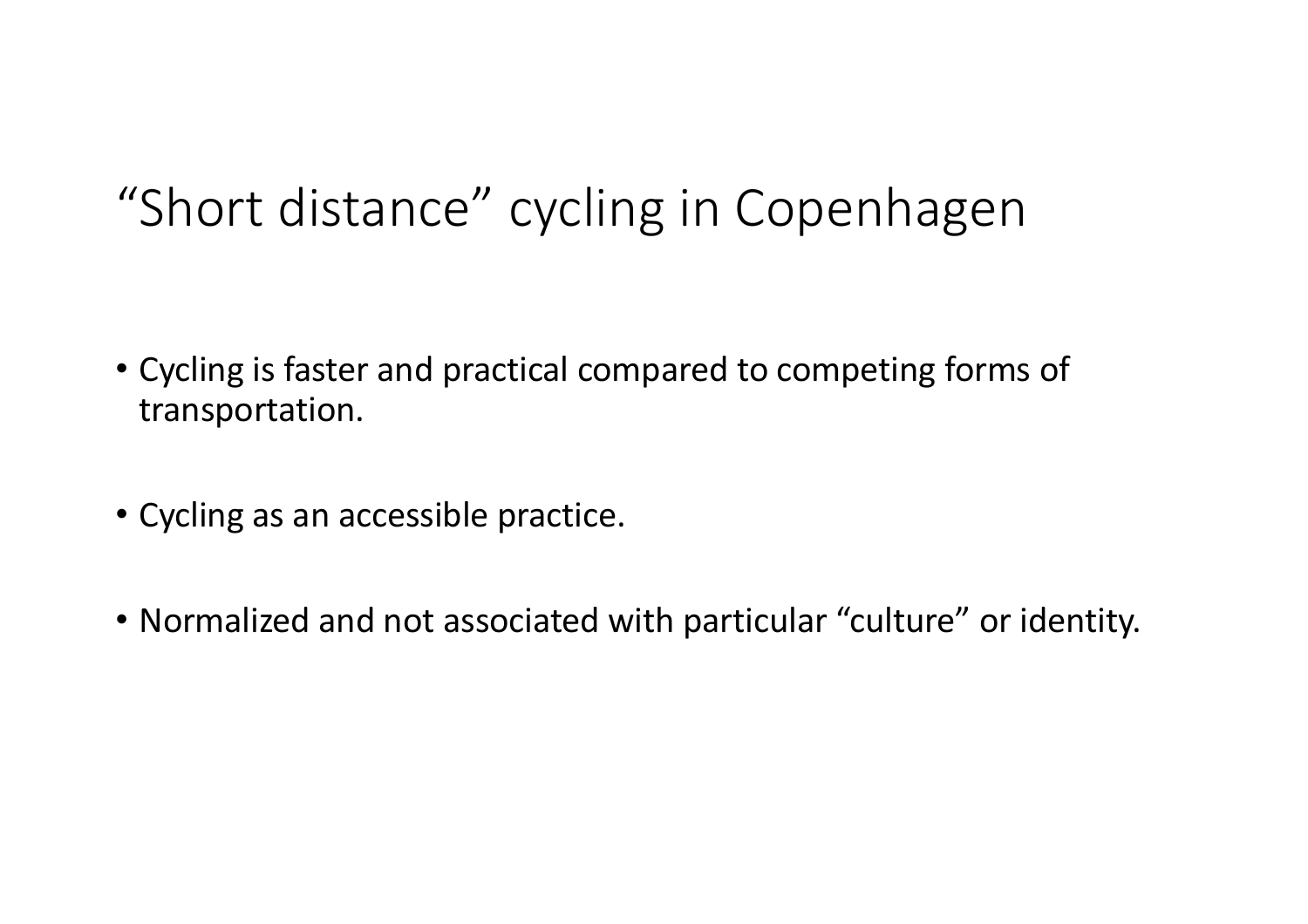# “Short distance” cycling in Copenhagen

- Cycling is faster and practical compared to competing forms of transportation.
- Cycling as an accessible practice.
- Normalized and not associated with particular “culture” or identity.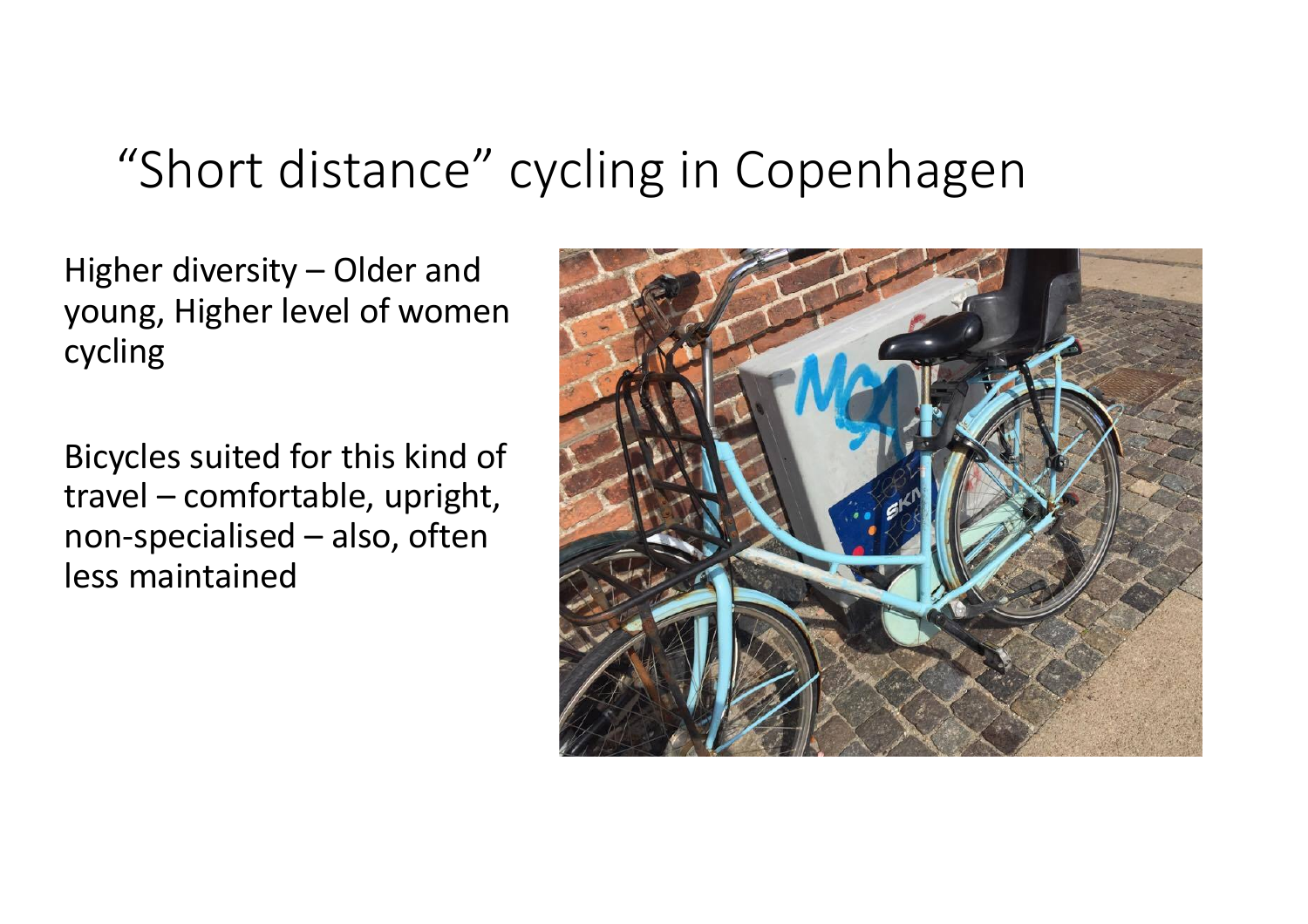# “Short distance” cycling in Copenhagen

Higher diversity – Older and young, Higher level of women cycling

Bicycles suited for this kind of travel – comfortable, upright, non-specialised – also, often less maintained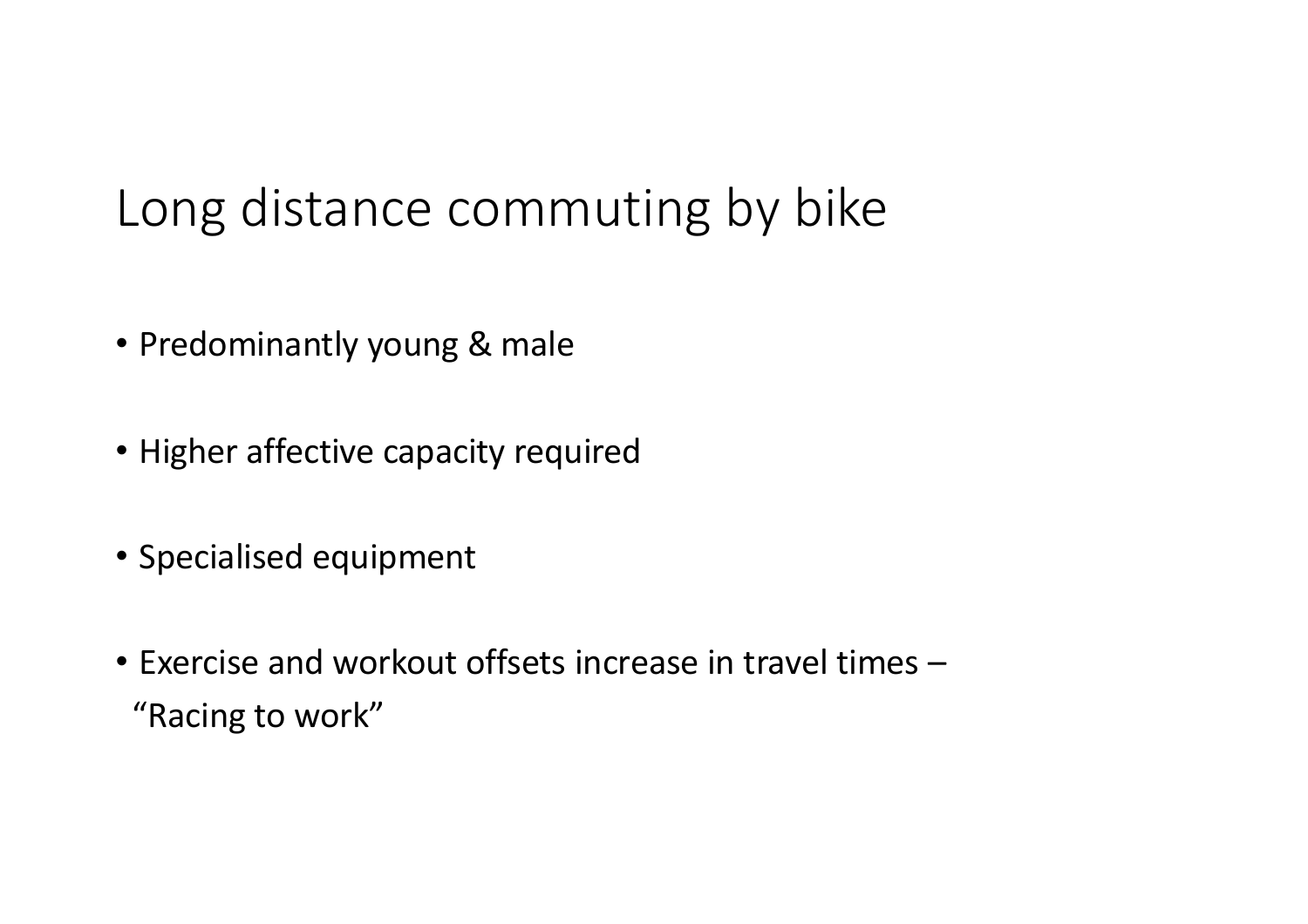# Long distance commuting by bike

- Predominantly young & male
- Higher affective capacity required
- Specialised equipment
- Exercise and workout offsets increase in travel times – "Racing to work"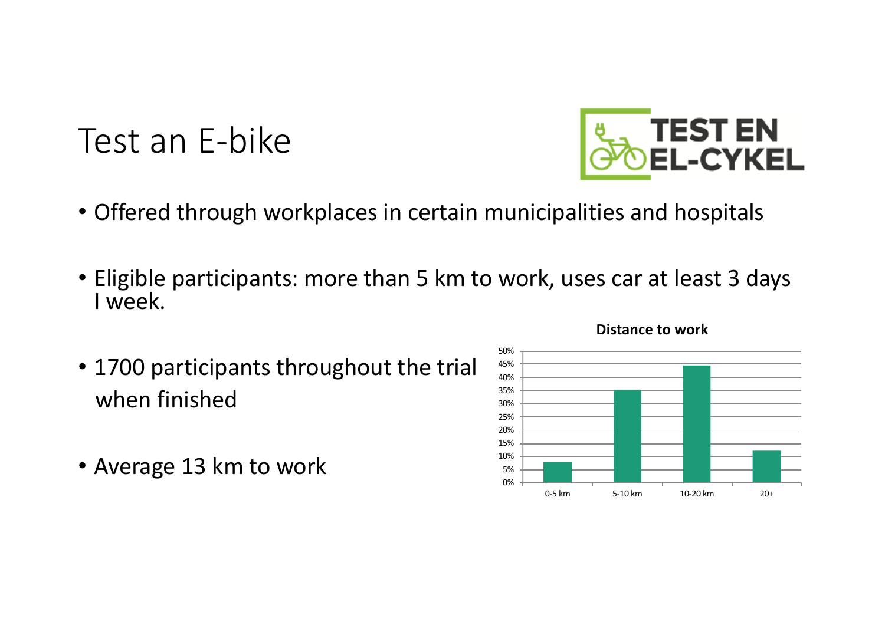# Test an E-bike

TEST EN EL-CYKEL

- Offered through workplaces in certain municipalities and hospitals
- Eligible participants: more than 5 km to work, uses car at least 3 days I week.
- 1700 participants throughout the trial when finished
- Average 13 km to work

**Distance to work**

| Distance | Share |
|---|---|
| 0-5 km | ~8% |
| 5-10 km | ~35% |
| 10-20 km | ~44% |
| 20+ | ~12% |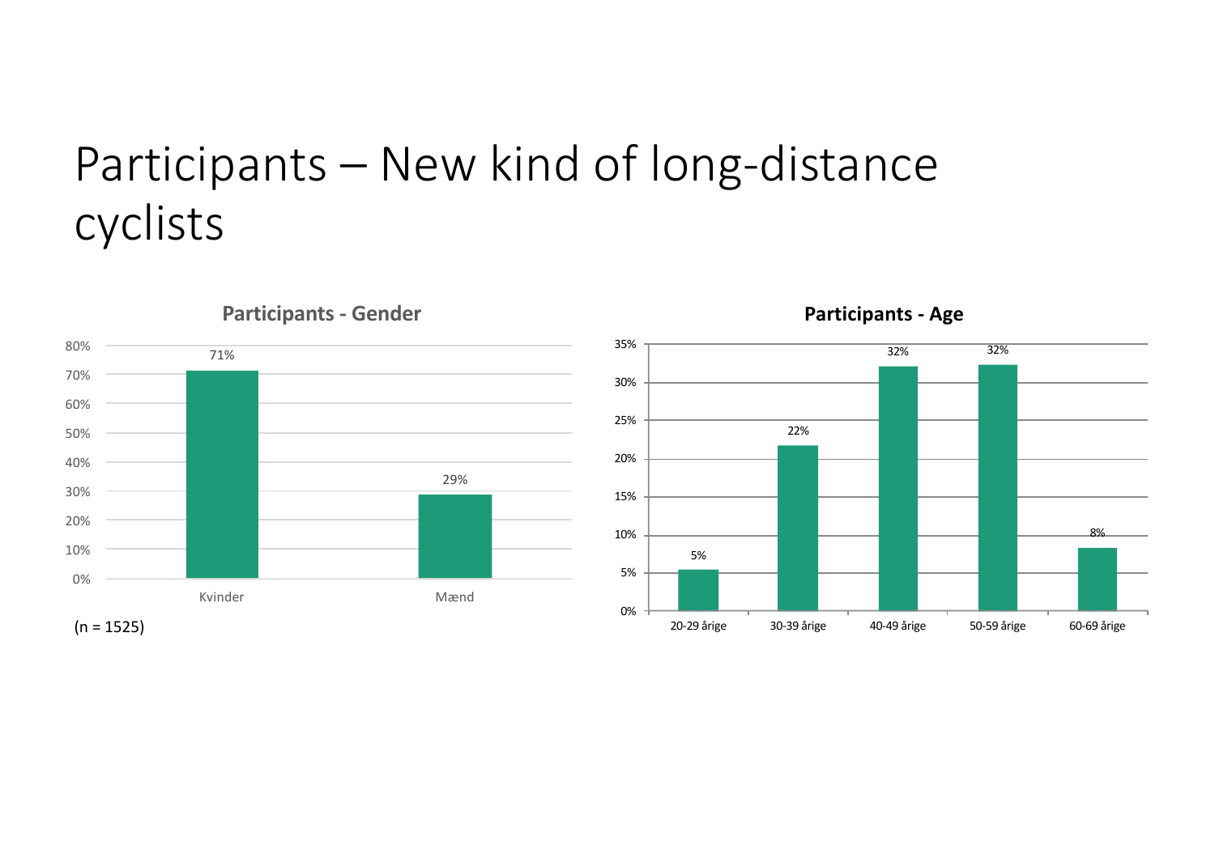# Participants – New kind of long-distance cyclists

**Participants - Gender**

| | Kvinder | Mænd |
|---|---|---|
| % | 71% | 29% |

(n = 1525)

**Participants - Age**

| | 20-29 årige | 30-39 årige | 40-49 årige | 50-59 årige | 60-69 årige |
|---|---|---|---|---|---|
| % | 5% | 22% | 32% | 32% | 8% |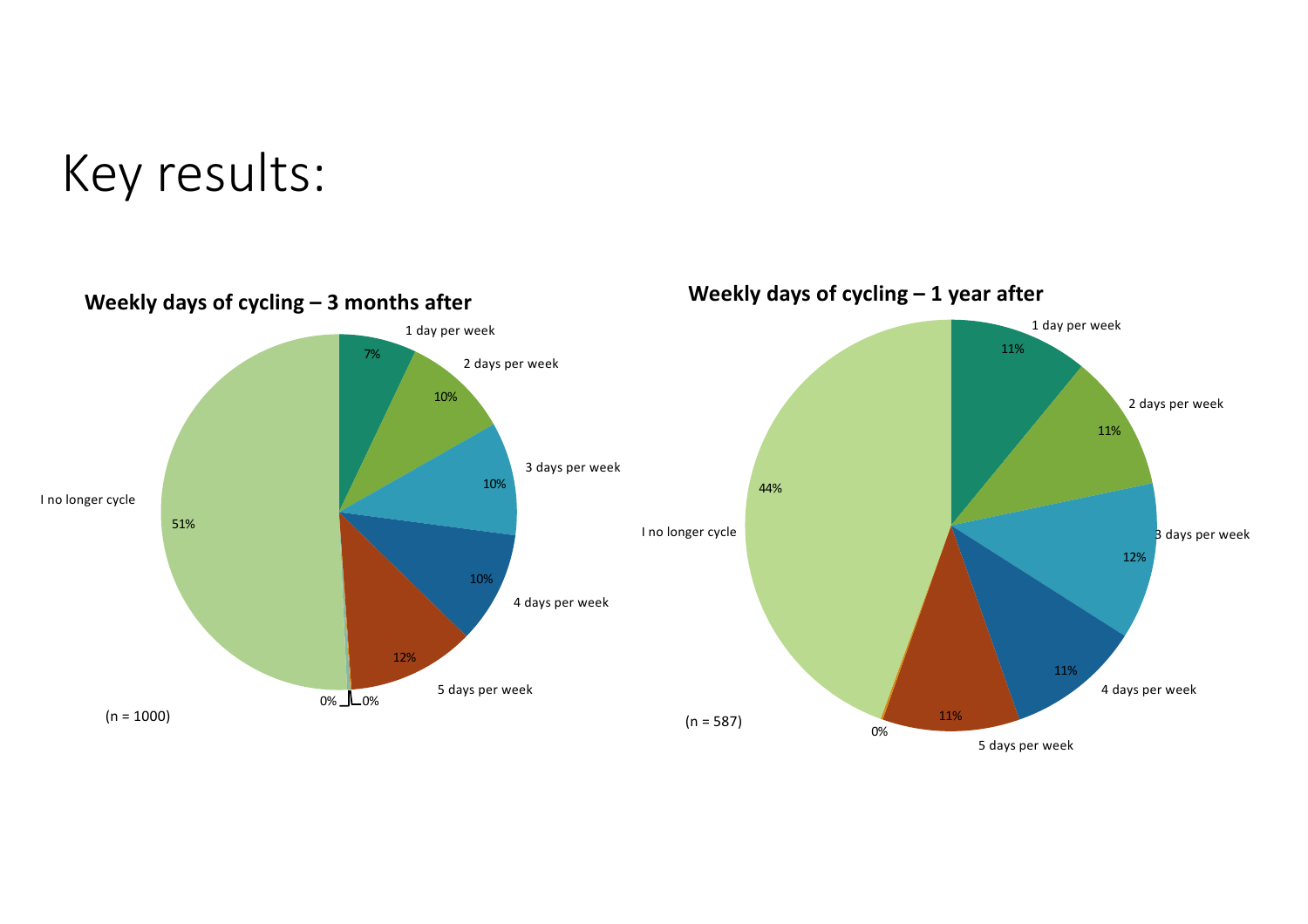# Key results:

**Weekly days of cycling – 3 months after**

| Response | Share |
| --- | --- |
| 1 day per week | 7% |
| 2 days per week | 10% |
| 3 days per week | 10% |
| 4 days per week | 10% |
| 5 days per week | 12% |
| I no longer cycle | 51% |
| (unlabelled) | 0% |
| (unlabelled) | 0% |

(n = 1000)

**Weekly days of cycling – 1 year after**

| Response | Share |
| --- | --- |
| 1 day per week | 11% |
| 2 days per week | 11% |
| 3 days per week | 12% |
| 4 days per week | 11% |
| 5 days per week | 11% |
| I no longer cycle | 44% |
| (unlabelled) | 0% |

(n = 587)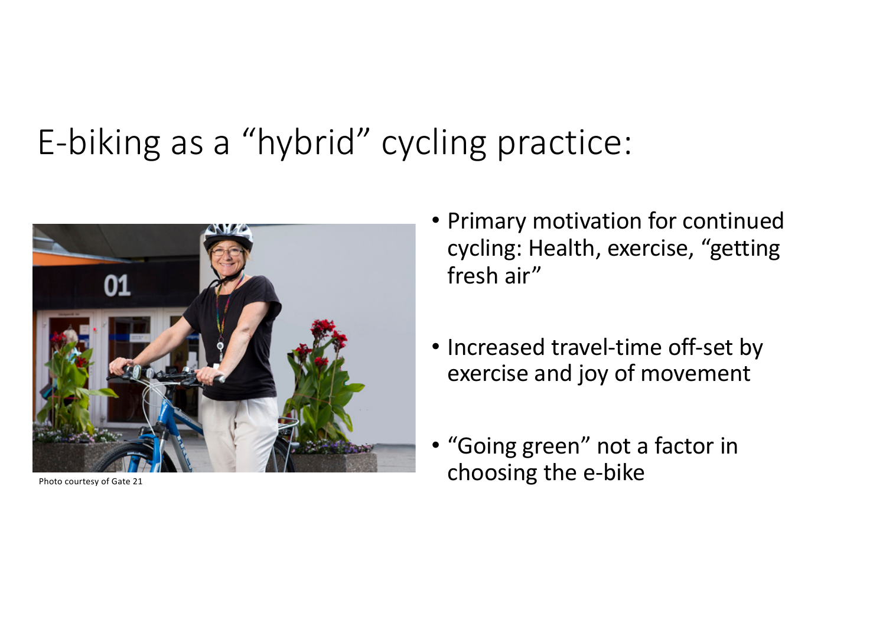# E-biking as a "hybrid" cycling practice:

Photo courtesy of Gate 21

- Primary motivation for continued cycling: Health, exercise, "getting fresh air"
- Increased travel-time off-set by exercise and joy of movement
- "Going green" not a factor in choosing the e-bike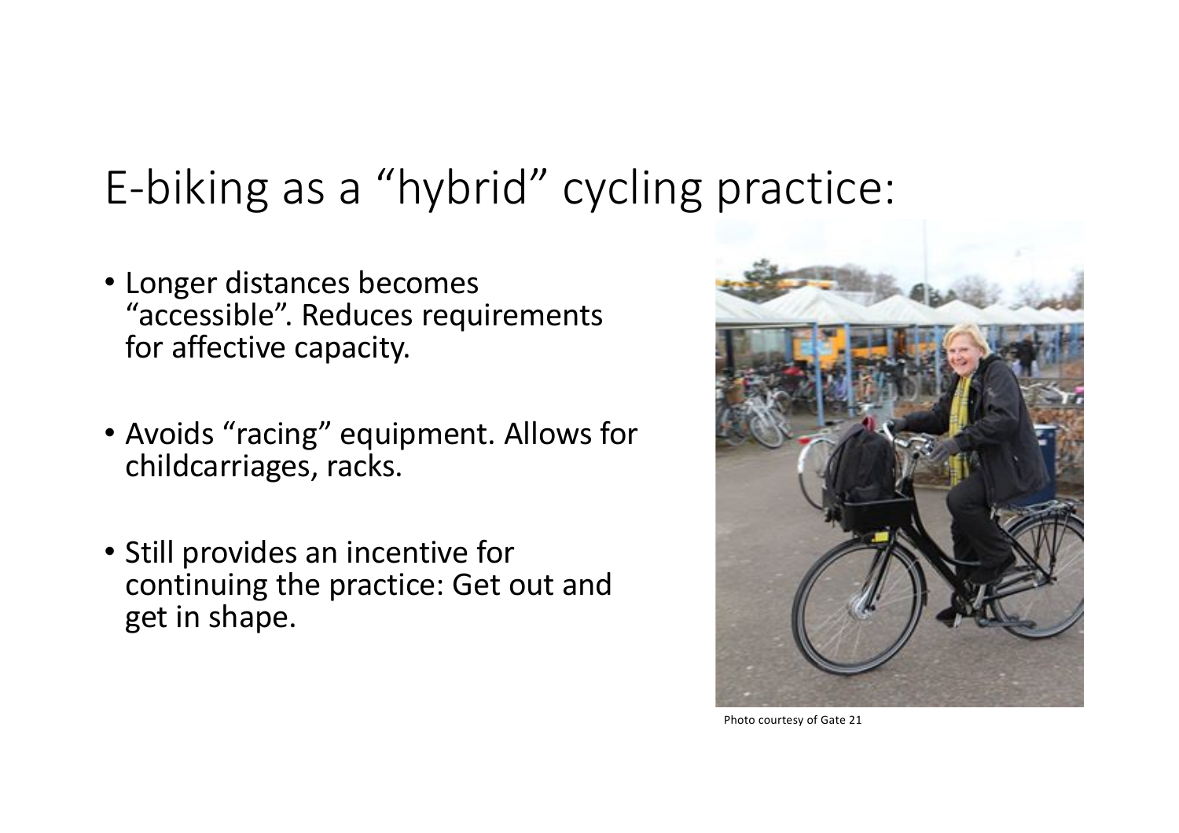# E-biking as a "hybrid" cycling practice:

- Longer distances becomes "accessible". Reduces requirements for affective capacity.
- Avoids "racing" equipment. Allows for childcarriages, racks.
- Still provides an incentive for continuing the practice: Get out and get in shape.

Photo courtesy of Gate 21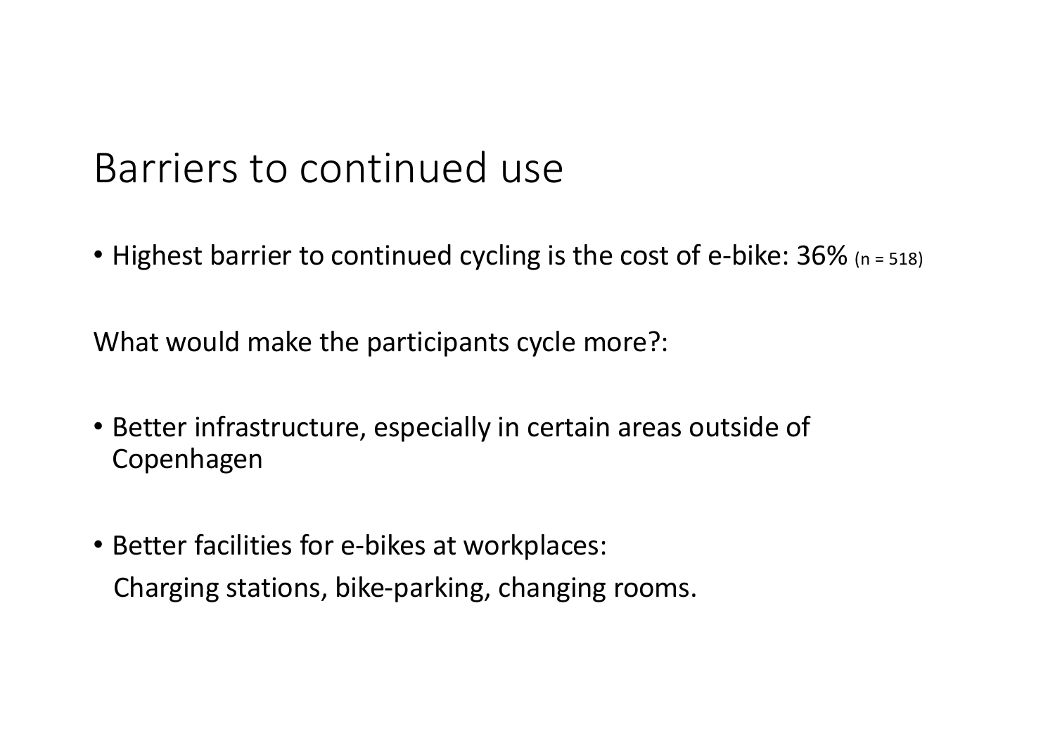# Barriers to continued use

- Highest barrier to continued cycling is the cost of e-bike: 36% (n = 518)

What would make the participants cycle more?:

- Better infrastructure, especially in certain areas outside of Copenhagen

- Better facilities for e-bikes at workplaces:
  Charging stations, bike-parking, changing rooms.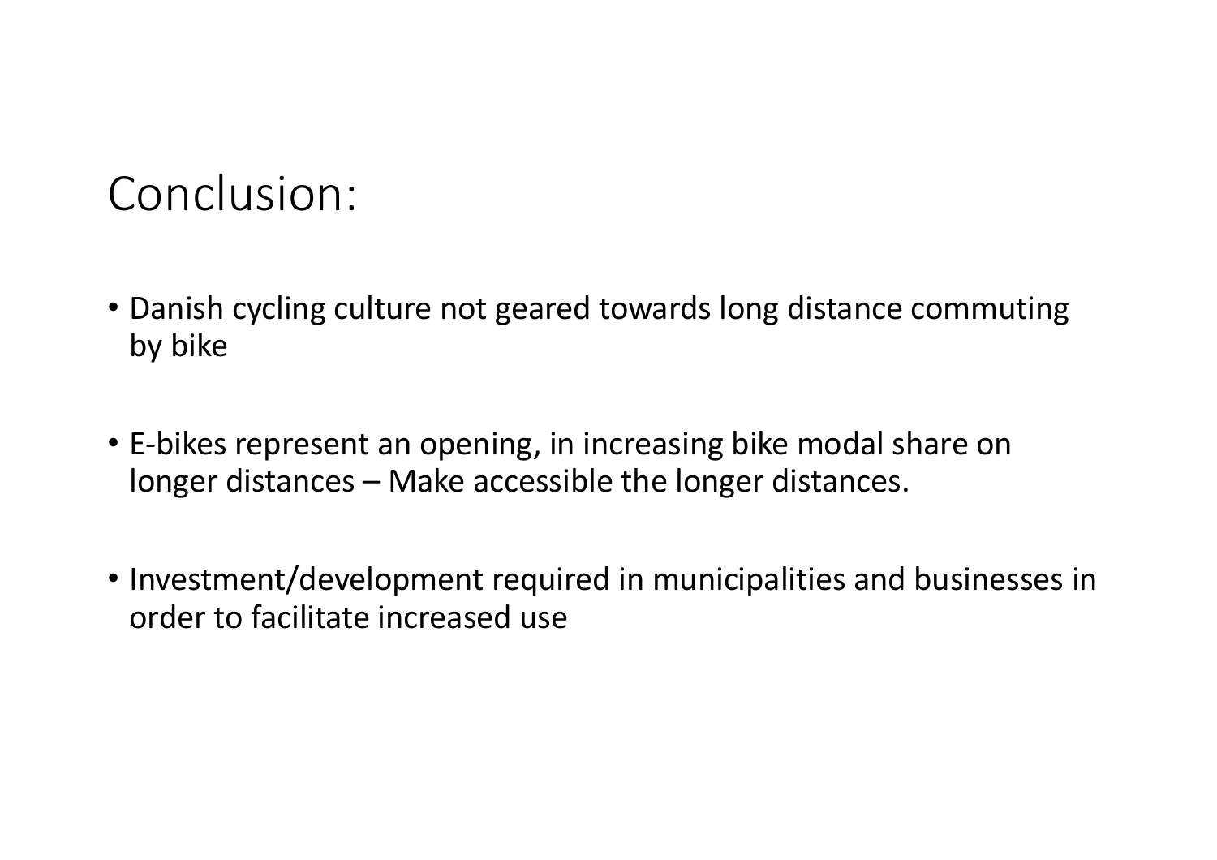# Conclusion:

- Danish cycling culture not geared towards long distance commuting by bike
- E-bikes represent an opening, in increasing bike modal share on longer distances – Make accessible the longer distances.
- Investment/development required in municipalities and businesses in order to facilitate increased use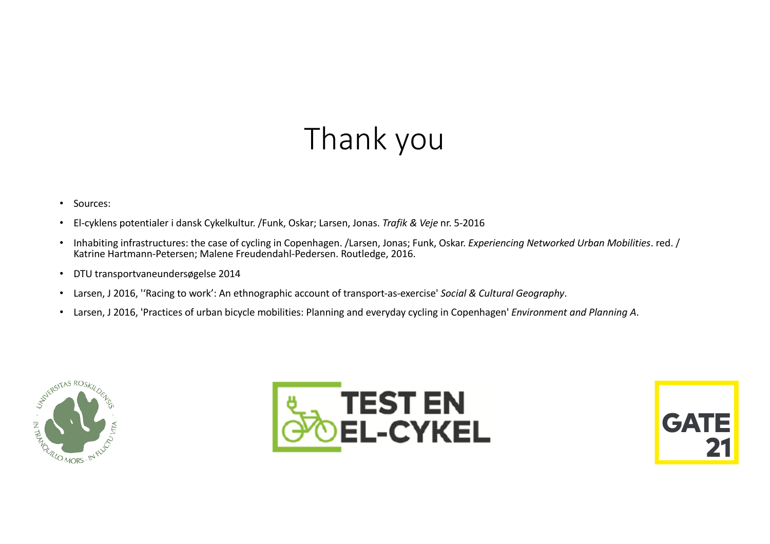# Thank you

- Sources:
- El-cyklens potentialer i dansk Cykelkultur. /Funk, Oskar; Larsen, Jonas. *Trafik & Veje* nr. 5-2016
- Inhabiting infrastructures: the case of cycling in Copenhagen. /Larsen, Jonas; Funk, Oskar. *Experiencing Networked Urban Mobilities*. red. / Katrine Hartmann-Petersen; Malene Freudendahl-Pedersen. Routledge, 2016.
- DTU transportvaneundersøgelse 2014
- Larsen, J 2016, ''Racing to work': An ethnographic account of transport-as-exercise' *Social & Cultural Geography*.
- Larsen, J 2016, 'Practices of urban bicycle mobilities: Planning and everyday cycling in Copenhagen' *Environment and Planning A*.

UNIVERSITAS ROSKILDENSIS · IN TRANQUILLO MORS · IN FLUCTU VITA

TEST EN EL-CYKEL

GATE 21